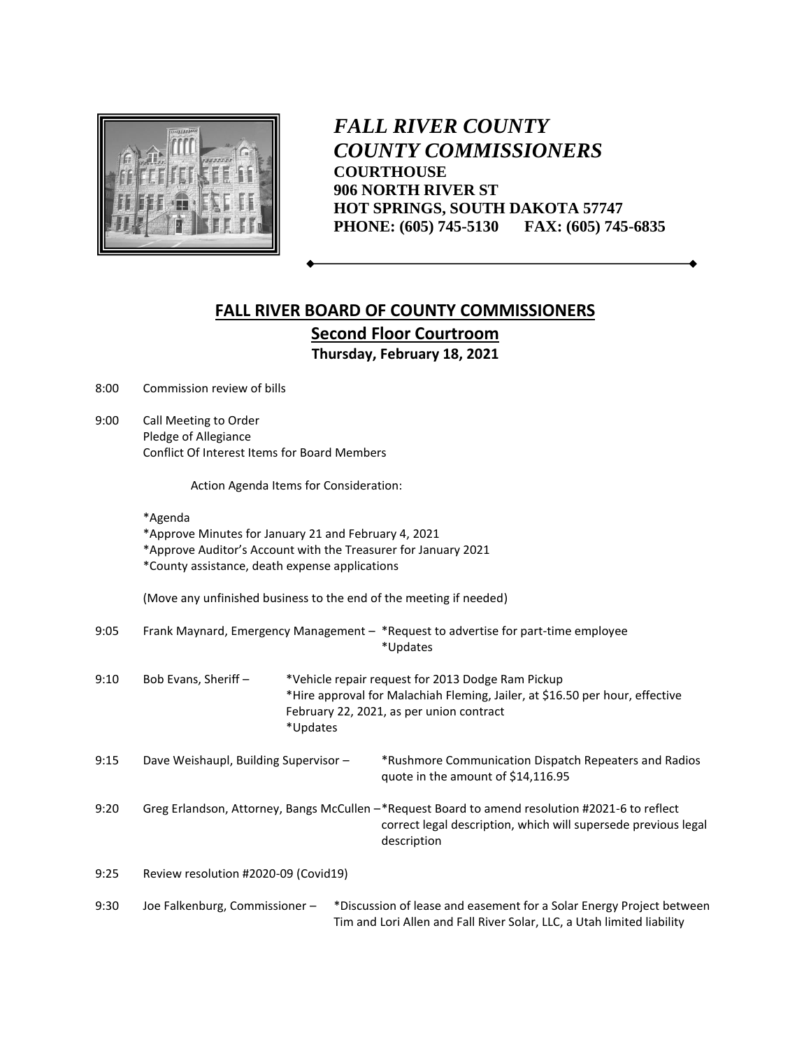# *FALL RIVER COUNTY*
# *COUNTY COMMISSIONERS*

**COURTHOUSE**
**906 NORTH RIVER ST**
**HOT SPRINGS, SOUTH DAKOTA 57747**
**PHONE: (605) 745-5130 FAX: (605) 745-6835**

## FALL RIVER BOARD OF COUNTY COMMISSIONERS

### Second Floor Courtroom

**Thursday, February 18, 2021**

8:00 Commission review of bills

9:00 Call Meeting to Order
Pledge of Allegiance
Conflict Of Interest Items for Board Members

Action Agenda Items for Consideration:

*Agenda
*Approve Minutes for January 21 and February 4, 2021
*Approve Auditor's Account with the Treasurer for January 2021
*County assistance, death expense applications

(Move any unfinished business to the end of the meeting if needed)

9:05 Frank Maynard, Emergency Management – *Request to advertise for part-time employee
*Updates

9:10 Bob Evans, Sheriff – *Vehicle repair request for 2013 Dodge Ram Pickup
*Hire approval for Malachiah Fleming, Jailer, at $16.50 per hour, effective February 22, 2021, as per union contract
*Updates

9:15 Dave Weishaupl, Building Supervisor – *Rushmore Communication Dispatch Repeaters and Radios quote in the amount of $14,116.95

9:20 Greg Erlandson, Attorney, Bangs McCullen – *Request Board to amend resolution #2021-6 to reflect correct legal description, which will supersede previous legal description

9:25 Review resolution #2020-09 (Covid19)

9:30 Joe Falkenburg, Commissioner – *Discussion of lease and easement for a Solar Energy Project between Tim and Lori Allen and Fall River Solar, LLC, a Utah limited liability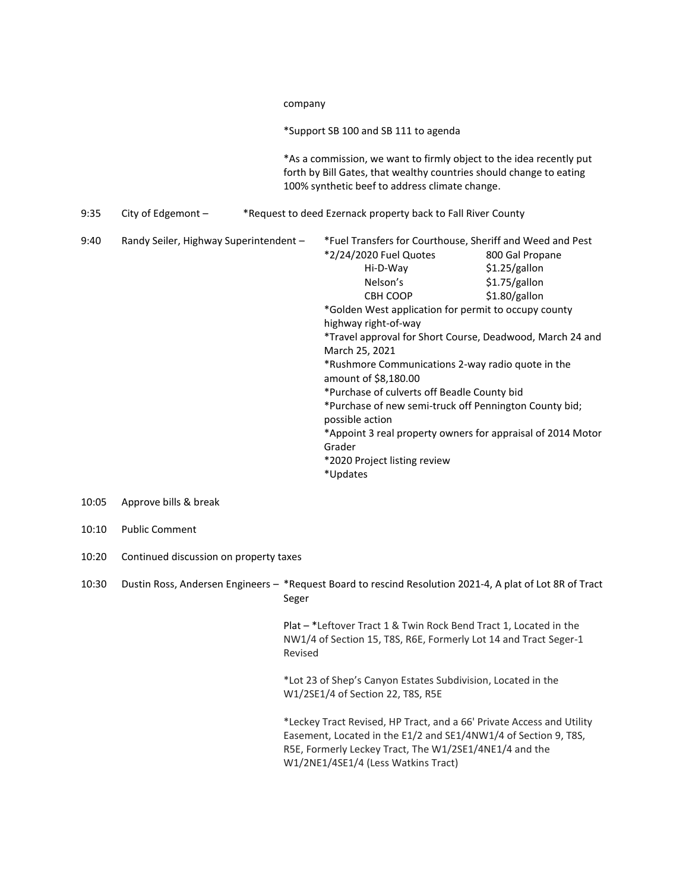company

*Support SB 100 and SB 111 to agenda

*As a commission, we want to firmly object to the idea recently put forth by Bill Gates, that wealthy countries should change to eating 100% synthetic beef to address climate change.

9:35 City of Edgemont – *Request to deed Ezernack property back to Fall River County

9:40 Randy Seiler, Highway Superintendent –

*Fuel Transfers for Courthouse, Sheriff and Weed and Pest

*2/24/2020 Fuel Quotes

| | 800 Gal Propane |
|---|---|
| Hi-D-Way | $1.25/gallon |
| Nelson's | $1.75/gallon |
| CBH COOP | $1.80/gallon |

*Golden West application for permit to occupy county highway right-of-way

*Travel approval for Short Course, Deadwood, March 24 and March 25, 2021

*Rushmore Communications 2-way radio quote in the amount of $8,180.00

*Purchase of culverts off Beadle County bid

*Purchase of new semi-truck off Pennington County bid; possible action

*Appoint 3 real property owners for appraisal of 2014 Motor Grader

*2020 Project listing review

*Updates

10:05 Approve bills & break

10:10 Public Comment

10:20 Continued discussion on property taxes

10:30 Dustin Ross, Andersen Engineers – *Request Board to rescind Resolution 2021-4, A plat of Lot 8R of Tract Seger

Plat – *Leftover Tract 1 & Twin Rock Bend Tract 1, Located in the NW1/4 of Section 15, T8S, R6E, Formerly Lot 14 and Tract Seger-1 Revised

*Lot 23 of Shep's Canyon Estates Subdivision, Located in the W1/2SE1/4 of Section 22, T8S, R5E

*Leckey Tract Revised, HP Tract, and a 66' Private Access and Utility Easement, Located in the E1/2 and SE1/4NW1/4 of Section 9, T8S, R5E, Formerly Leckey Tract, The W1/2SE1/4NE1/4 and the W1/2NE1/4SE1/4 (Less Watkins Tract)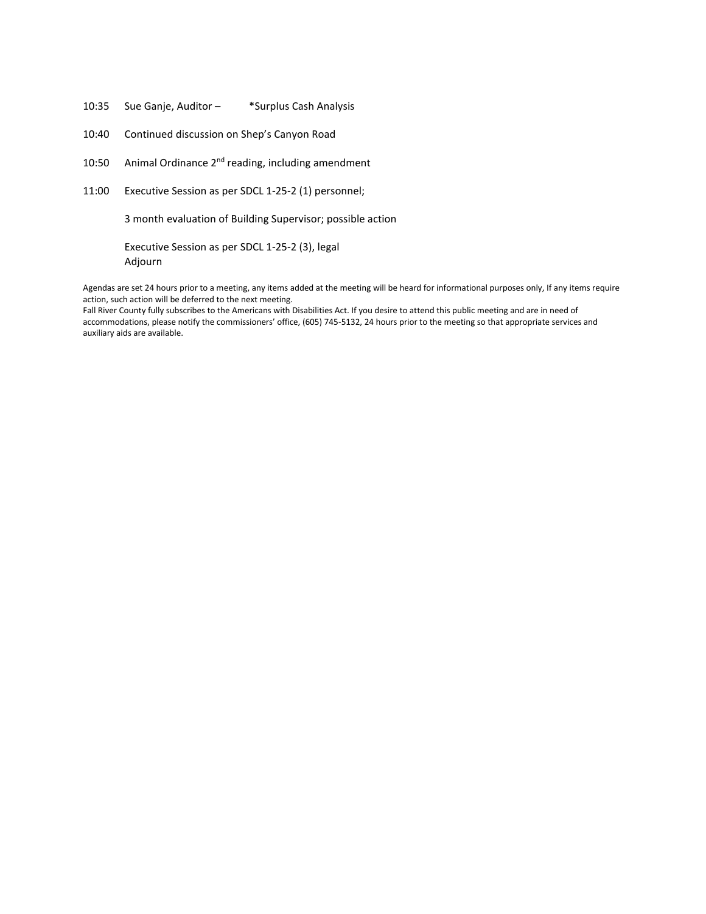10:35 Sue Ganje, Auditor – *Surplus Cash Analysis

10:40 Continued discussion on Shep's Canyon Road

10:50 Animal Ordinance 2nd reading, including amendment

11:00 Executive Session as per SDCL 1-25-2 (1) personnel;

3 month evaluation of Building Supervisor; possible action

Executive Session as per SDCL 1-25-2 (3), legal
Adjourn

Agendas are set 24 hours prior to a meeting, any items added at the meeting will be heard for informational purposes only, If any items require action, such action will be deferred to the next meeting.
Fall River County fully subscribes to the Americans with Disabilities Act. If you desire to attend this public meeting and are in need of accommodations, please notify the commissioners' office, (605) 745-5132, 24 hours prior to the meeting so that appropriate services and auxiliary aids are available.